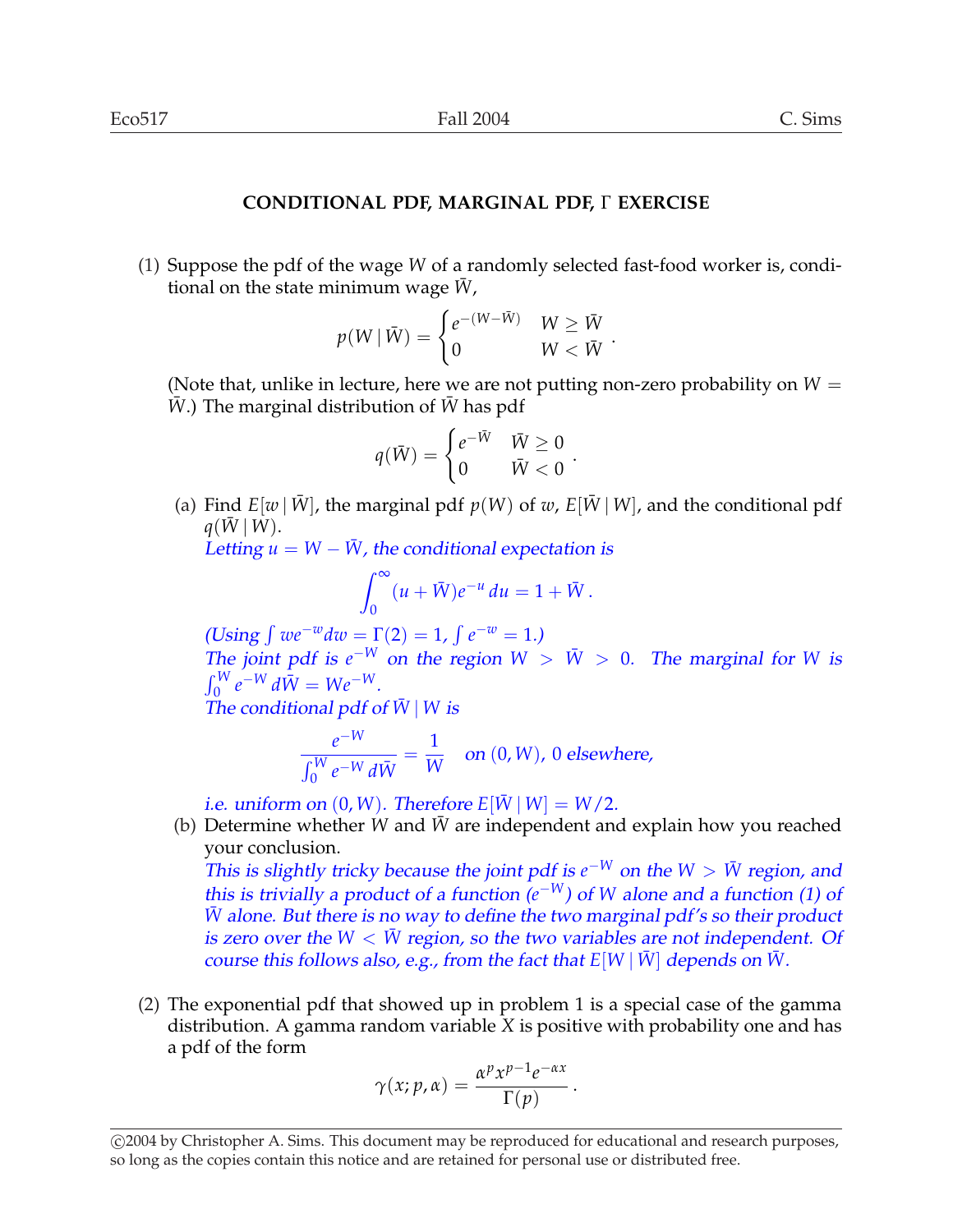## CONDITIONAL PDF, MARGINAL PDF, $\Gamma$ EXERCISE

(1) Suppose the pdf of the wage $W$ of a randomly selected fast-food worker is, conditional on the state minimum wage $\bar{W}$,

$$p(W \mid \bar{W}) = \begin{cases} e^{-(W-\bar{W})} & W \geq \bar{W} \\ 0 & W < \bar{W} \end{cases}.$$

(Note that, unlike in lecture, here we are not putting non-zero probability on $W = \bar{W}$.) The marginal distribution of $\bar{W}$ has pdf

$$q(\bar{W}) = \begin{cases} e^{-\bar{W}} & \bar{W} \geq 0 \\ 0 & \bar{W} < 0 \end{cases}.$$

(a) Find $E[w \mid \bar{W}]$, the marginal pdf $p(W)$ of $w$, $E[\bar{W} \mid W]$, and the conditional pdf $q(\bar{W} \mid W)$.

*Letting $u = W - \bar{W}$, the conditional expectation is*

$$\int_0^\infty (u + \bar{W})e^{-u}\, du = 1 + \bar{W}.$$

*(Using $\int we^{-w}dw = \Gamma(2) = 1$, $\int e^{-w} = 1$.)*

*The joint pdf is $e^{-W}$ on the region $W > \bar{W} > 0$. The marginal for $W$ is $\int_0^W e^{-W}\, d\bar{W} = We^{-W}$.*

*The conditional pdf of $\bar{W} \mid W$ is*

$$\frac{e^{-W}}{\int_0^W e^{-W}\, d\bar{W}} = \frac{1}{W} \quad \text{on } (0, W),\ 0 \text{ elsewhere,}$$

*i.e. uniform on $(0, W)$. Therefore $E[\bar{W} \mid W] = W/2$.*

(b) Determine whether $W$ and $\bar{W}$ are independent and explain how you reached your conclusion.

*This is slightly tricky because the joint pdf is $e^{-W}$ on the $W > \bar{W}$ region, and this is trivially a product of a function ($e^{-W}$) of $W$ alone and a function (1) of $\bar{W}$ alone. But there is no way to define the two marginal pdf's so their product is zero over the $W < \bar{W}$ region, so the two variables are not independent. Of course this follows also, e.g., from the fact that $E[W \mid \bar{W}]$ depends on $\bar{W}$.*

(2) The exponential pdf that showed up in problem 1 is a special case of the gamma distribution. A gamma random variable $X$ is positive with probability one and has a pdf of the form

$$\gamma(x; p, \alpha) = \frac{\alpha^p x^{p-1} e^{-\alpha x}}{\Gamma(p)}.$$

©2004 by Christopher A. Sims. This document may be reproduced for educational and research purposes, so long as the copies contain this notice and are retained for personal use or distributed free.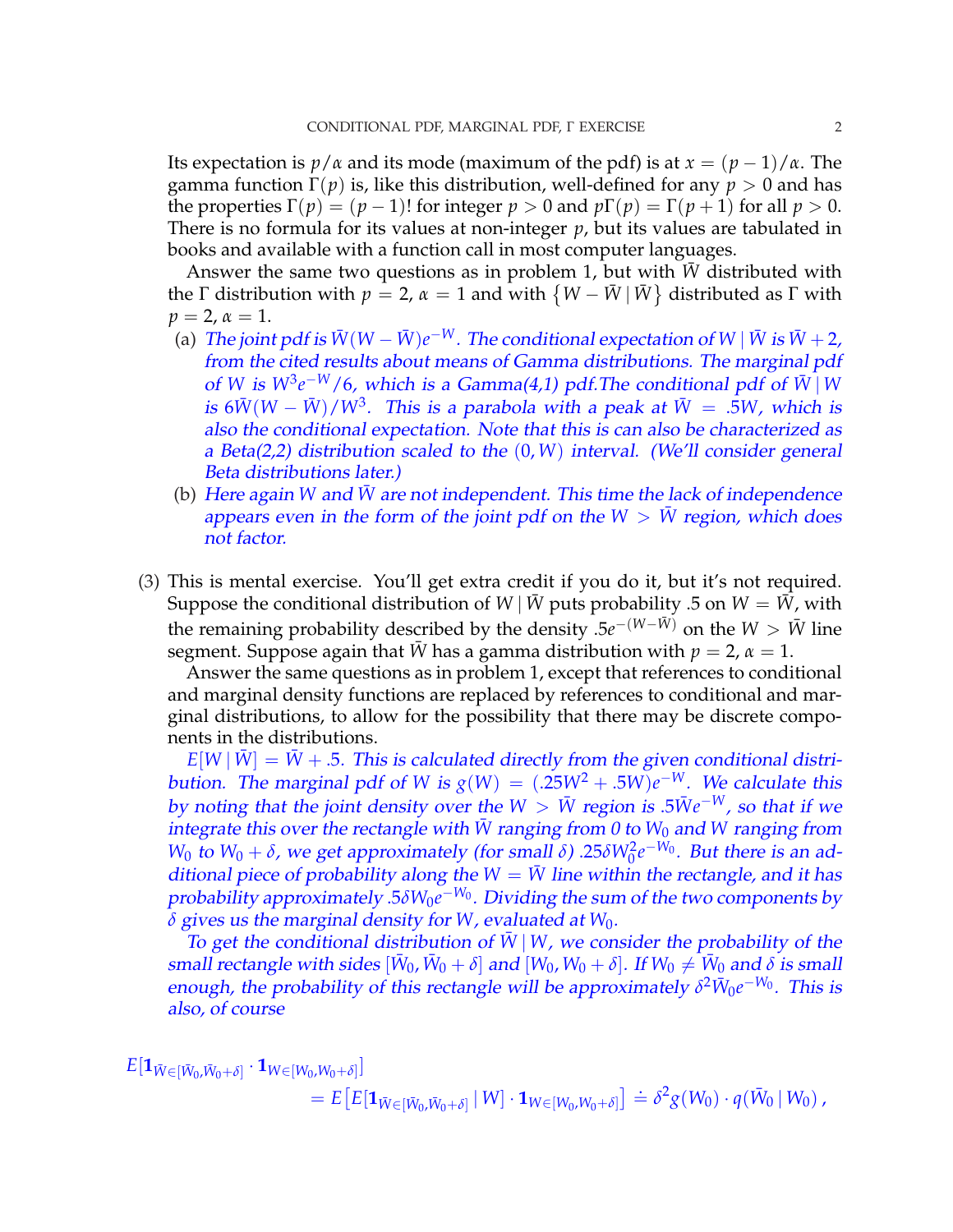Its expectation is $p/\alpha$ and its mode (maximum of the pdf) is at $x = (p-1)/\alpha$. The gamma function $\Gamma(p)$ is, like this distribution, well-defined for any $p > 0$ and has the properties $\Gamma(p) = (p-1)!$ for integer $p > 0$ and $p\Gamma(p) = \Gamma(p+1)$ for all $p > 0$. There is no formula for its values at non-integer $p$, but its values are tabulated in books and available with a function call in most computer languages.

Answer the same two questions as in problem 1, but with $\bar{W}$ distributed with the $\Gamma$ distribution with $p = 2$, $\alpha = 1$ and with $\{W - \bar{W} \mid \bar{W}\}$ distributed as $\Gamma$ with $p = 2$, $\alpha = 1$.

(a) *The joint pdf is $\bar{W}(W - \bar{W})e^{-W}$. The conditional expectation of $W \mid \bar{W}$ is $\bar{W} + 2$, from the cited results about means of Gamma distributions. The marginal pdf of $W$ is $W^3 e^{-W}/6$, which is a Gamma(4,1) pdf.The conditional pdf of $\bar{W} \mid W$ is $6\bar{W}(W - \bar{W})/W^3$. This is a parabola with a peak at $\bar{W} = .5W$, which is also the conditional expectation. Note that this is can also be characterized as a Beta(2,2) distribution scaled to the $(0, W)$ interval. (We'll consider general Beta distributions later.)*

(b) *Here again $W$ and $\bar{W}$ are not independent. This time the lack of independence appears even in the form of the joint pdf on the $W > \bar{W}$ region, which does not factor.*

(3) This is mental exercise. You'll get extra credit if you do it, but it's not required. Suppose the conditional distribution of $W \mid \bar{W}$ puts probability .5 on $W = \bar{W}$, with the remaining probability described by the density $.5e^{-(W - \bar{W})}$ on the $W > \bar{W}$ line segment. Suppose again that $\bar{W}$ has a gamma distribution with $p = 2$, $\alpha = 1$.

Answer the same questions as in problem 1, except that references to conditional and marginal density functions are replaced by references to conditional and marginal distributions, to allow for the possibility that there may be discrete components in the distributions.

*$E[W \mid \bar{W}] = \bar{W} + .5$. This is calculated directly from the given conditional distribution. The marginal pdf of $W$ is $g(W) = (.25W^2 + .5W)e^{-W}$. We calculate this by noting that the joint density over the $W > \bar{W}$ region is $.5\bar{W}e^{-W}$, so that if we integrate this over the rectangle with $\bar{W}$ ranging from 0 to $W_0$ and $W$ ranging from $W_0$ to $W_0 + \delta$, we get approximately (for small $\delta$) $.25\delta W_0^2 e^{-W_0}$. But there is an additional piece of probability along the $W = \bar{W}$ line within the rectangle, and it has probability approximately $.5\delta W_0 e^{-W_0}$. Dividing the sum of the two components by $\delta$ gives us the marginal density for $W$, evaluated at $W_0$.*

*To get the conditional distribution of $\bar{W} \mid W$, we consider the probability of the small rectangle with sides $[\bar{W}_0, \bar{W}_0 + \delta]$ and $[W_0, W_0 + \delta]$. If $W_0 \neq \bar{W}_0$ and $\delta$ is small enough, the probability of this rectangle will be approximately $\delta^2 \bar{W}_0 e^{-W_0}$. This is also, of course*

$$
E[\mathbf{1}_{\bar{W} \in [\bar{W}_0, \bar{W}_0 + \delta]} \cdot \mathbf{1}_{W \in [W_0, W_0 + \delta]}] = E\left[E[\mathbf{1}_{\bar{W} \in [\bar{W}_0, \bar{W}_0 + \delta]} \mid W] \cdot \mathbf{1}_{W \in [W_0, W_0 + \delta]}\right] \doteq \delta^2 g(W_0) \cdot q(\bar{W}_0 \mid W_0)\,,
$$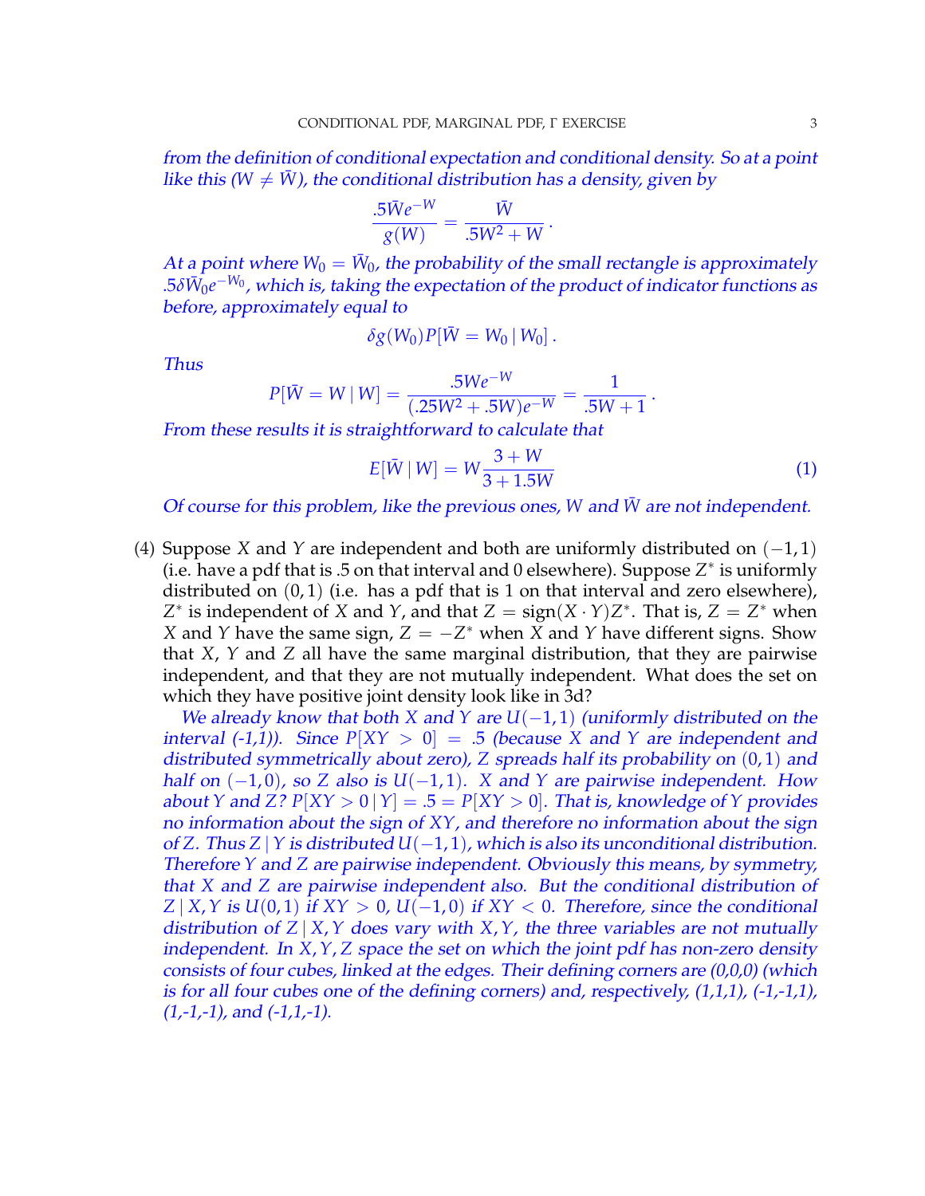*from the definition of conditional expectation and conditional density. So at a point like this ($W \neq \bar{W}$), the conditional distribution has a density, given by*

$$\frac{.5\bar{W}e^{-W}}{g(W)} = \frac{\bar{W}}{.5W^2 + W} .$$

*At a point where $W_0 = \bar{W}_0$, the probability of the small rectangle is approximately $.5\delta\bar{W}_0 e^{-W_0}$, which is, taking the expectation of the product of indicator functions as before, approximately equal to*

$$\delta g(W_0) P[\bar{W} = W_0 \mid W_0] .$$

*Thus*

$$P[\bar{W} = W \mid W] = \frac{.5We^{-W}}{(.25W^2 + .5W)e^{-W}} = \frac{1}{.5W + 1} .$$

*From these results it is straightforward to calculate that*

$$E[\bar{W} \mid W] = W\frac{3 + W}{3 + 1.5W} \tag{1}$$

*Of course for this problem, like the previous ones, $W$ and $\bar{W}$ are not independent.*

(4) Suppose $X$ and $Y$ are independent and both are uniformly distributed on $(-1, 1)$ (i.e. have a pdf that is .5 on that interval and 0 elsewhere). Suppose $Z^*$ is uniformly distributed on $(0, 1)$ (i.e. has a pdf that is 1 on that interval and zero elsewhere), $Z^*$ is independent of $X$ and $Y$, and that $Z = \text{sign}(X \cdot Y)Z^*$. That is, $Z = Z^*$ when $X$ and $Y$ have the same sign, $Z = -Z^*$ when $X$ and $Y$ have different signs. Show that $X$, $Y$ and $Z$ all have the same marginal distribution, that they are pairwise independent, and that they are not mutually independent. What does the set on which they have positive joint density look like in 3d?

*We already know that both $X$ and $Y$ are $U(-1, 1)$ (uniformly distributed on the interval (-1,1)). Since $P[XY > 0] = .5$ (because $X$ and $Y$ are independent and distributed symmetrically about zero), $Z$ spreads half its probability on $(0, 1)$ and half on $(-1, 0)$, so $Z$ also is $U(-1, 1)$. $X$ and $Y$ are pairwise independent. How about $Y$ and $Z$? $P[XY > 0 \mid Y] = .5 = P[XY > 0]$. That is, knowledge of $Y$ provides no information about the sign of $XY$, and therefore no information about the sign of $Z$. Thus $Z \mid Y$ is distributed $U(-1, 1)$, which is also its unconditional distribution. Therefore $Y$ and $Z$ are pairwise independent. Obviously this means, by symmetry, that $X$ and $Z$ are pairwise independent also. But the conditional distribution of $Z \mid X, Y$ is $U(0, 1)$ if $XY > 0$, $U(-1, 0)$ if $XY < 0$. Therefore, since the conditional distribution of $Z \mid X, Y$ does vary with $X, Y$, the three variables are not mutually independent. In $X, Y, Z$ space the set on which the joint pdf has non-zero density consists of four cubes, linked at the edges. Their defining corners are (0,0,0) (which is for all four cubes one of the defining corners) and, respectively, (1,1,1), (-1,-1,1), (1,-1,-1), and (-1,1,-1).*